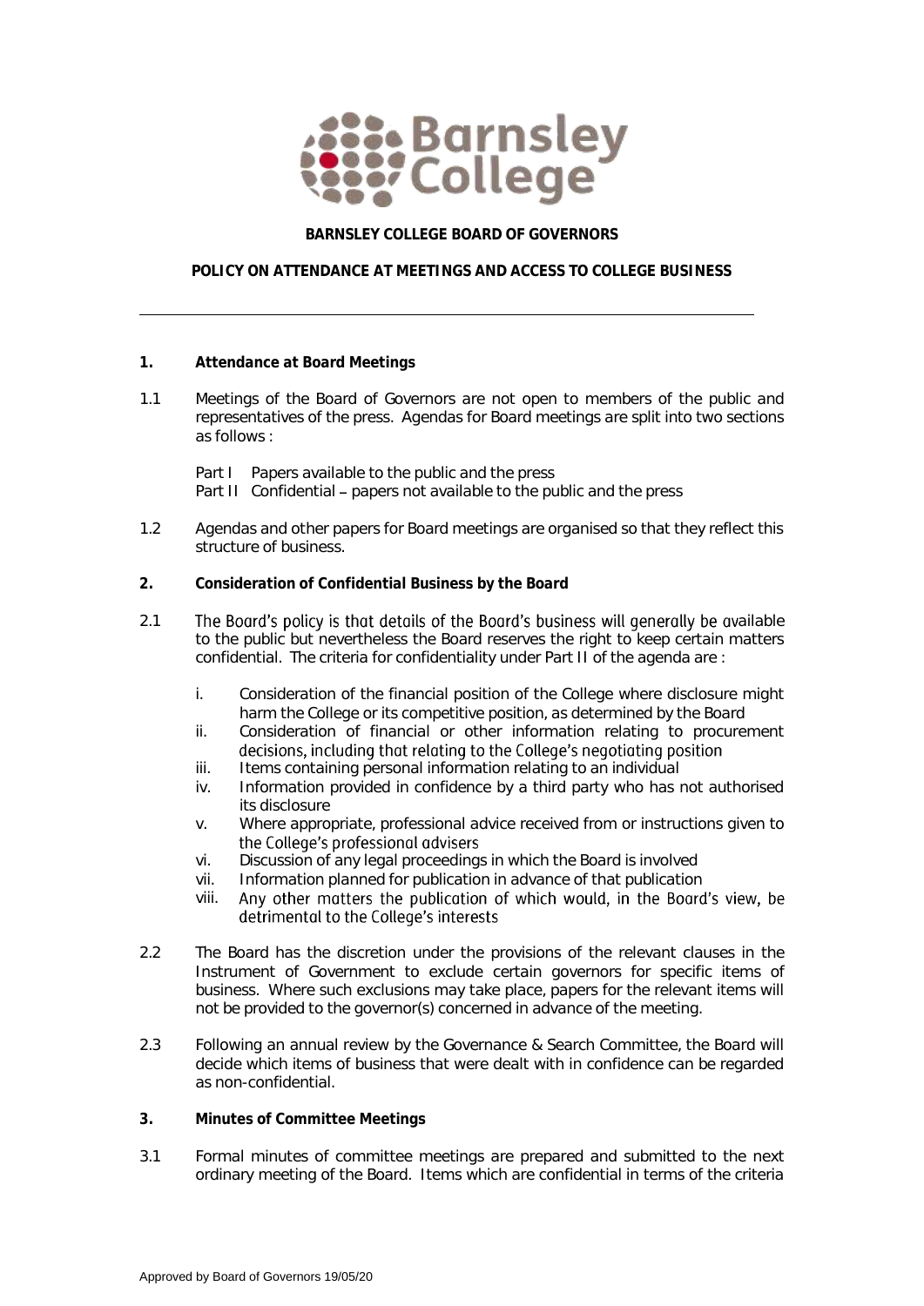# BARNSLEY COLLEGE BOARD OF GOVERNORS

## POLICY ON ATTENDANCE AT MEETINGS AND ACCESS TO COLLEGE BUSINESS

---

### 1. Attendance at Board Meetings

1.1 Meetings of the Board of Governors are not open to members of the public and representatives of the press. Agendas for Board meetings are split into two sections as follows :

Part I Papers available to the public and the press
Part II Confidential – papers not available to the public and the press

1.2 Agendas and other papers for Board meetings are organised so that they reflect this structure of business.

### 2. Consideration of Confidential Business by the Board

2.1 The Board's policy is that details of the Board's business will generally be available to the public but nevertheless the Board reserves the right to keep certain matters confidential. The criteria for confidentiality under Part II of the agenda are :

i. Consideration of the financial position of the College where disclosure might harm the College or its competitive position, as determined by the Board
ii. Consideration of financial or other information relating to procurement decisions, including that relating to the College's negotiating position
iii. Items containing personal information relating to an individual
iv. Information provided in confidence by a third party who has not authorised its disclosure
v. Where appropriate, professional advice received from or instructions given to the College's professional advisers
vi. Discussion of any legal proceedings in which the Board is involved
vii. Information planned for publication in advance of that publication
viii. Any other matters the publication of which would, in the Board's view, be detrimental to the College's interests

2.2 The Board has the discretion under the provisions of the relevant clauses in the Instrument of Government to exclude certain governors for specific items of business. Where such exclusions may take place, papers for the relevant items will not be provided to the governor(s) concerned in advance of the meeting.

2.3 Following an annual review by the Governance & Search Committee, the Board will decide which items of business that were dealt with in confidence can be regarded as non-confidential.

### 3. Minutes of Committee Meetings

3.1 Formal minutes of committee meetings are prepared and submitted to the next ordinary meeting of the Board. Items which are confidential in terms of the criteria

Approved by Board of Governors 19/05/20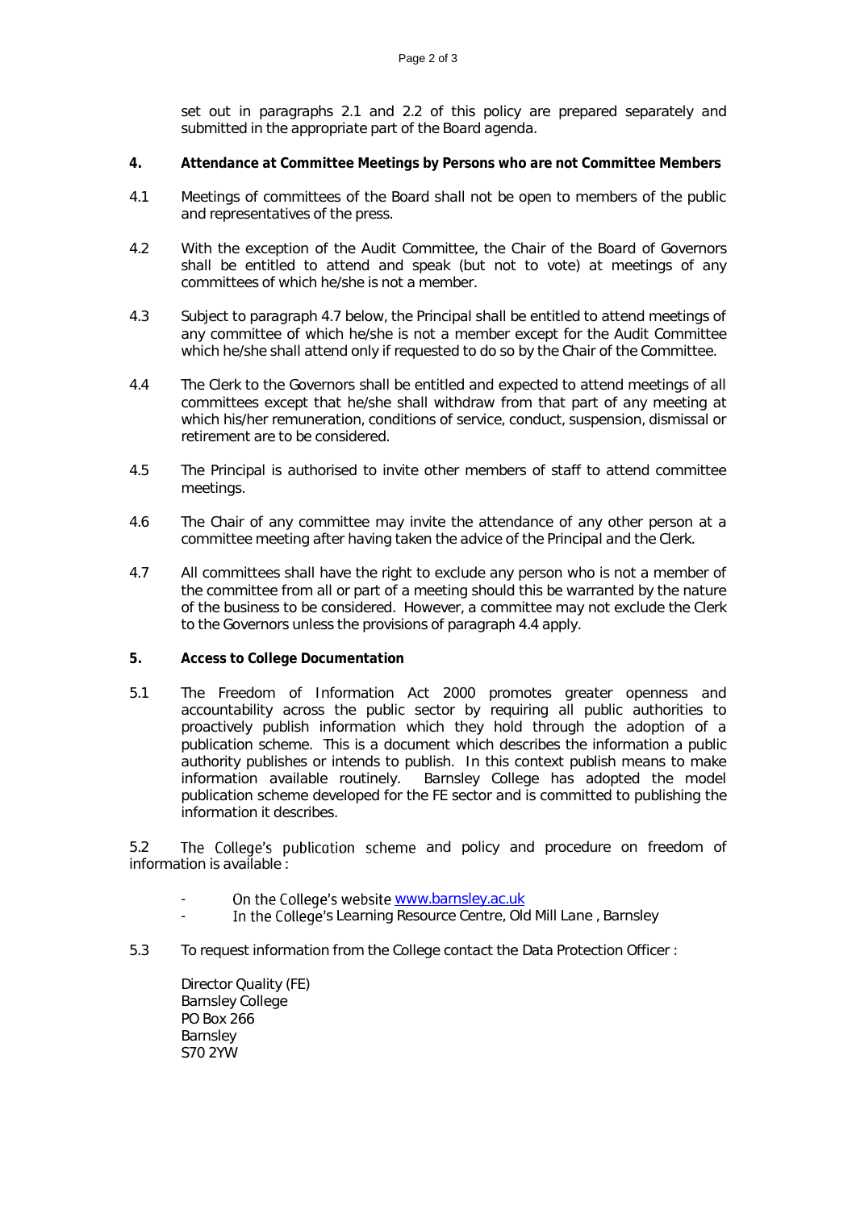set out in paragraphs 2.1 and 2.2 of this policy are prepared separately and submitted in the appropriate part of the Board agenda.

**4. Attendance at Committee Meetings by Persons who are not Committee Members**

4.1 Meetings of committees of the Board shall not be open to members of the public and representatives of the press.

4.2 With the exception of the Audit Committee, the Chair of the Board of Governors shall be entitled to attend and speak (but not to vote) at meetings of any committees of which he/she is not a member.

4.3 Subject to paragraph 4.7 below, the Principal shall be entitled to attend meetings of any committee of which he/she is not a member except for the Audit Committee which he/she shall attend only if requested to do so by the Chair of the Committee.

4.4 The Clerk to the Governors shall be entitled and expected to attend meetings of all committees except that he/she shall withdraw from that part of any meeting at which his/her remuneration, conditions of service, conduct, suspension, dismissal or retirement are to be considered.

4.5 The Principal is authorised to invite other members of staff to attend committee meetings.

4.6 The Chair of any committee may invite the attendance of any other person at a committee meeting after having taken the advice of the Principal and the Clerk.

4.7 All committees shall have the right to exclude any person who is not a member of the committee from all or part of a meeting should this be warranted by the nature of the business to be considered. However, a committee may not exclude the Clerk to the Governors unless the provisions of paragraph 4.4 apply.

**5. Access to College Documentation**

5.1 The Freedom of Information Act 2000 promotes greater openness and accountability across the public sector by requiring all public authorities to proactively publish information which they hold through the adoption of a publication scheme. This is a document which describes the information a public authority publishes or intends to publish. In this context publish means to make information available routinely. Barnsley College has adopted the model publication scheme developed for the FE sector and is committed to publishing the information it describes.

5.2 The College's publication scheme and policy and procedure on freedom of information is available :

- On the College's website www.barnsley.ac.uk
- In the College's Learning Resource Centre, Old Mill Lane , Barnsley

5.3 To request information from the College contact the Data Protection Officer :

Director Quality (FE)
Barnsley College
PO Box 266
Barnsley
S70 2YW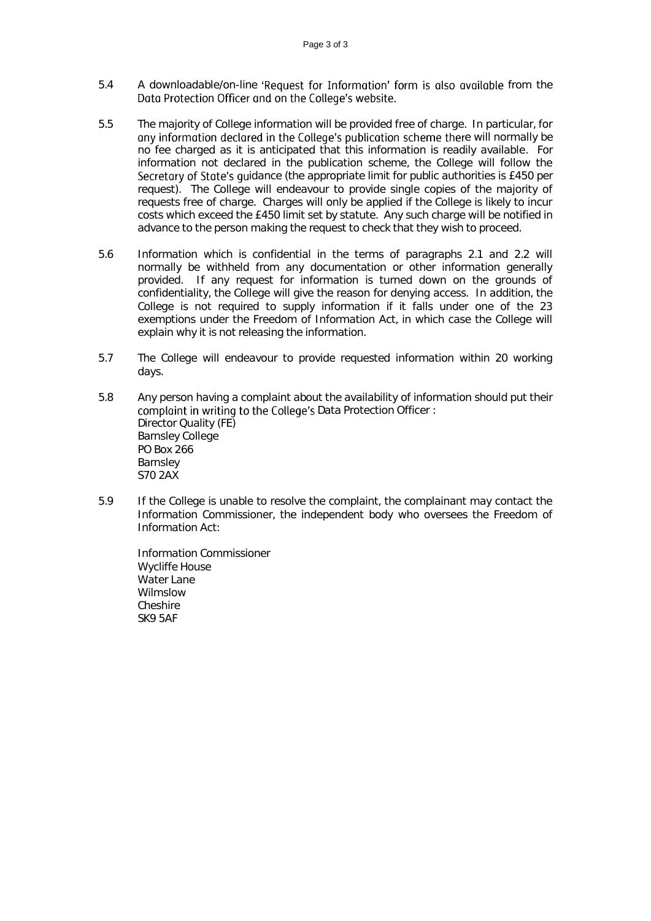5.4 A downloadable/on-line 'Request for Information' form is also available from the Data Protection Officer and on the College's website.

5.5 The majority of College information will be provided free of charge. In particular, for any information declared in the College's publication scheme there will normally be no fee charged as it is anticipated that this information is readily available. For information not declared in the publication scheme, the College will follow the Secretary of State's guidance (the appropriate limit for public authorities is £450 per request). The College will endeavour to provide single copies of the majority of requests free of charge. Charges will only be applied if the College is likely to incur costs which exceed the £450 limit set by statute. Any such charge will be notified in advance to the person making the request to check that they wish to proceed.

5.6 Information which is confidential in the terms of paragraphs 2.1 and 2.2 will normally be withheld from any documentation or other information generally provided. If any request for information is turned down on the grounds of confidentiality, the College will give the reason for denying access. In addition, the College is not required to supply information if it falls under one of the 23 exemptions under the Freedom of Information Act, in which case the College will explain why it is not releasing the information.

5.7 The College will endeavour to provide requested information within 20 working days.

5.8 Any person having a complaint about the availability of information should put their complaint in writing to the College's Data Protection Officer :

Director Quality (FE)
Barnsley College
PO Box 266
Barnsley
S70 2AX

5.9 If the College is unable to resolve the complaint, the complainant may contact the Information Commissioner, the independent body who oversees the Freedom of Information Act:

Information Commissioner
Wycliffe House
Water Lane
Wilmslow
Cheshire
SK9 5AF